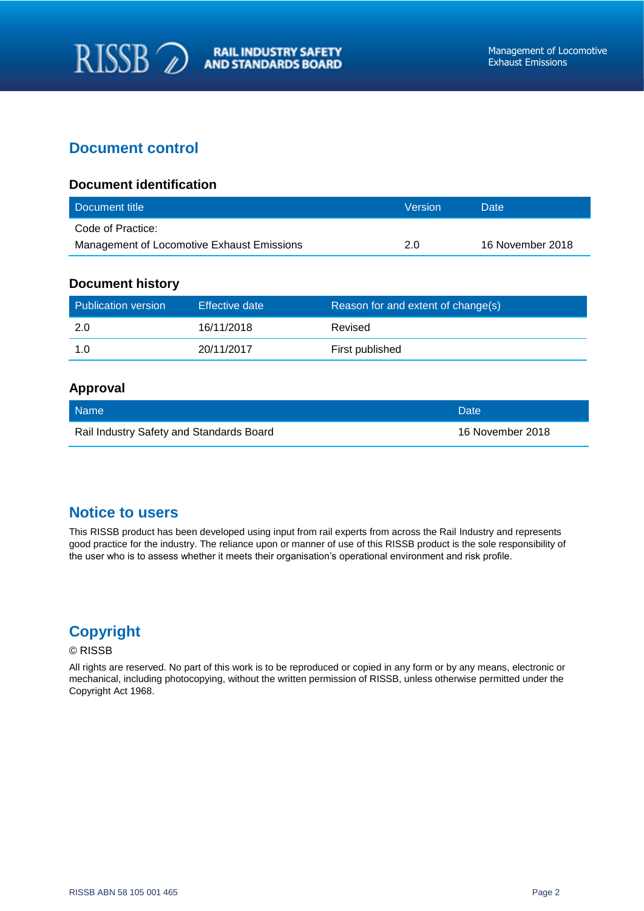# Document control

## Document identification

| Document title | Version | Date |
| --- | --- | --- |
| Code of Practice:<br>Management of Locomotive Exhaust Emissions | 2.0 | 16 November 2018 |

## Document history

| Publication version | Effective date | Reason for and extent of change(s) |
| --- | --- | --- |
| 2.0 | 16/11/2018 | Revised |
| 1.0 | 20/11/2017 | First published |

## Approval

| Name | Date |
| --- | --- |
| Rail Industry Safety and Standards Board | 16 November 2018 |

# Notice to users

This RISSB product has been developed using input from rail experts from across the Rail Industry and represents good practice for the industry. The reliance upon or manner of use of this RISSB product is the sole responsibility of the user who is to assess whether it meets their organisation's operational environment and risk profile.

# Copyright

© RISSB

All rights are reserved. No part of this work is to be reproduced or copied in any form or by any means, electronic or mechanical, including photocopying, without the written permission of RISSB, unless otherwise permitted under the Copyright Act 1968.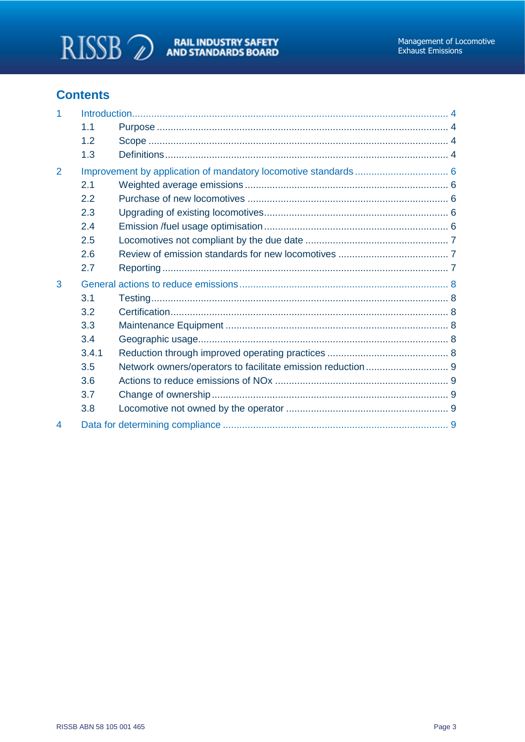## Contents

- 1 Introduction ... 4
  - 1.1 Purpose ... 4
  - 1.2 Scope ... 4
  - 1.3 Definitions ... 4
- 2 Improvement by application of mandatory locomotive standards ... 6
  - 2.1 Weighted average emissions ... 6
  - 2.2 Purchase of new locomotives ... 6
  - 2.3 Upgrading of existing locomotives ... 6
  - 2.4 Emission /fuel usage optimisation ... 6
  - 2.5 Locomotives not compliant by the due date ... 7
  - 2.6 Review of emission standards for new locomotives ... 7
  - 2.7 Reporting ... 7
- 3 General actions to reduce emissions ... 8
  - 3.1 Testing ... 8
  - 3.2 Certification ... 8
  - 3.3 Maintenance Equipment ... 8
  - 3.4 Geographic usage ... 8
  - 3.4.1 Reduction through improved operating practices ... 8
  - 3.5 Network owners/operators to facilitate emission reduction ... 9
  - 3.6 Actions to reduce emissions of NOx ... 9
  - 3.7 Change of ownership ... 9
  - 3.8 Locomotive not owned by the operator ... 9
- 4 Data for determining compliance ... 9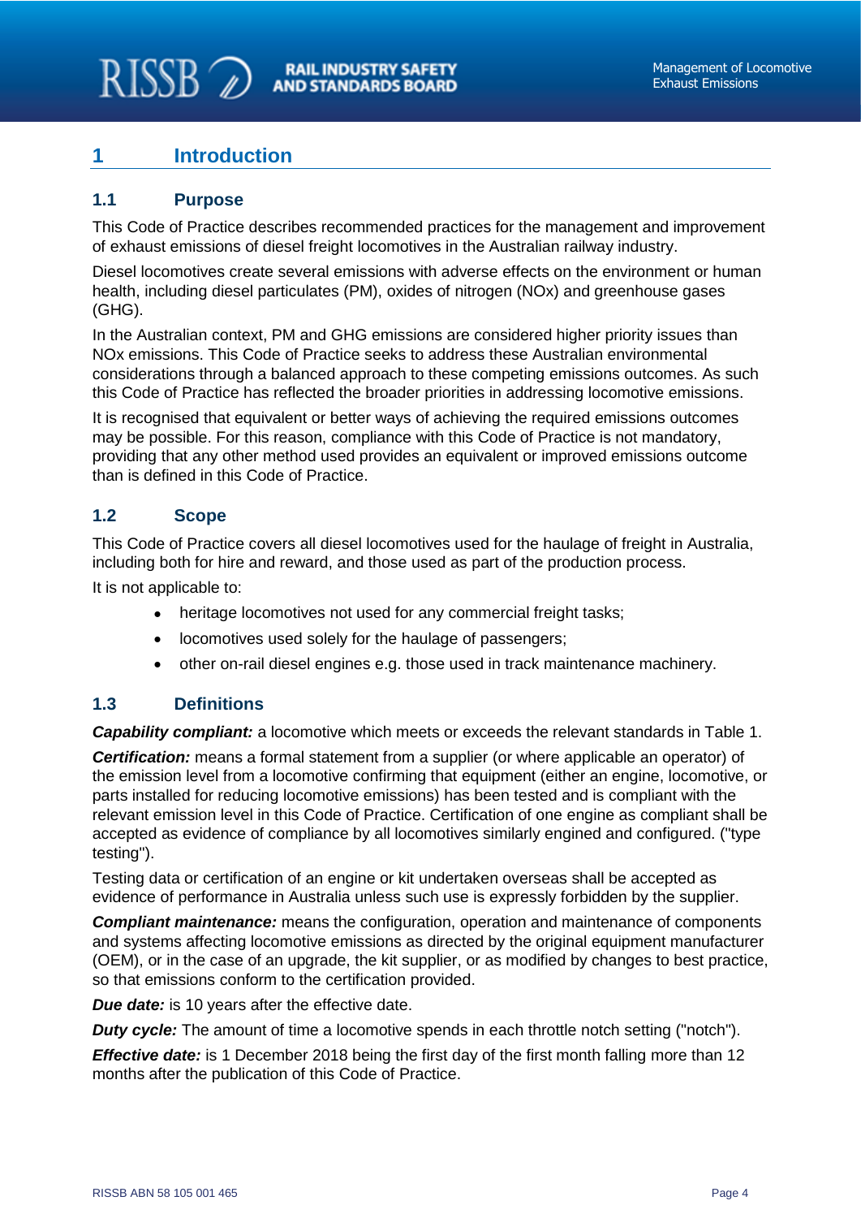# 1 Introduction

## 1.1 Purpose

This Code of Practice describes recommended practices for the management and improvement of exhaust emissions of diesel freight locomotives in the Australian railway industry.

Diesel locomotives create several emissions with adverse effects on the environment or human health, including diesel particulates (PM), oxides of nitrogen (NOx) and greenhouse gases (GHG).

In the Australian context, PM and GHG emissions are considered higher priority issues than NOx emissions. This Code of Practice seeks to address these Australian environmental considerations through a balanced approach to these competing emissions outcomes. As such this Code of Practice has reflected the broader priorities in addressing locomotive emissions.

It is recognised that equivalent or better ways of achieving the required emissions outcomes may be possible. For this reason, compliance with this Code of Practice is not mandatory, providing that any other method used provides an equivalent or improved emissions outcome than is defined in this Code of Practice.

## 1.2 Scope

This Code of Practice covers all diesel locomotives used for the haulage of freight in Australia, including both for hire and reward, and those used as part of the production process.

It is not applicable to:

- heritage locomotives not used for any commercial freight tasks;
- locomotives used solely for the haulage of passengers;
- other on-rail diesel engines e.g. those used in track maintenance machinery.

## 1.3 Definitions

***Capability compliant:*** a locomotive which meets or exceeds the relevant standards in Table 1.

***Certification:*** means a formal statement from a supplier (or where applicable an operator) of the emission level from a locomotive confirming that equipment (either an engine, locomotive, or parts installed for reducing locomotive emissions) has been tested and is compliant with the relevant emission level in this Code of Practice. Certification of one engine as compliant shall be accepted as evidence of compliance by all locomotives similarly engined and configured. ("type testing").

Testing data or certification of an engine or kit undertaken overseas shall be accepted as evidence of performance in Australia unless such use is expressly forbidden by the supplier.

***Compliant maintenance:*** means the configuration, operation and maintenance of components and systems affecting locomotive emissions as directed by the original equipment manufacturer (OEM), or in the case of an upgrade, the kit supplier, or as modified by changes to best practice, so that emissions conform to the certification provided.

***Due date:*** is 10 years after the effective date.

***Duty cycle:*** The amount of time a locomotive spends in each throttle notch setting ("notch").

***Effective date:*** is 1 December 2018 being the first day of the first month falling more than 12 months after the publication of this Code of Practice.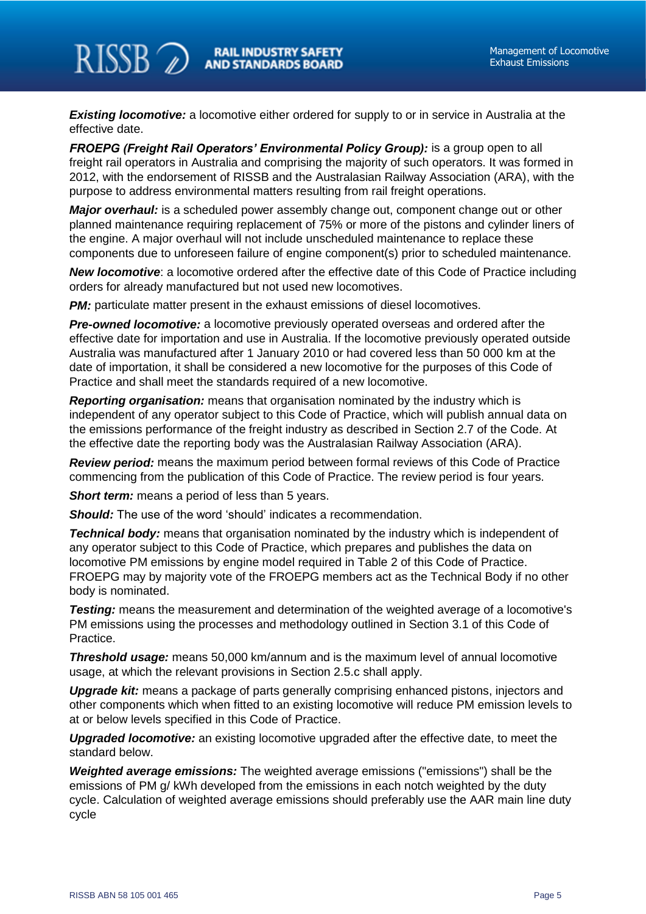***Existing locomotive:*** a locomotive either ordered for supply to or in service in Australia at the effective date.

***FROEPG (Freight Rail Operators' Environmental Policy Group):*** is a group open to all freight rail operators in Australia and comprising the majority of such operators. It was formed in 2012, with the endorsement of RISSB and the Australasian Railway Association (ARA), with the purpose to address environmental matters resulting from rail freight operations.

***Major overhaul:*** is a scheduled power assembly change out, component change out or other planned maintenance requiring replacement of 75% or more of the pistons and cylinder liners of the engine. A major overhaul will not include unscheduled maintenance to replace these components due to unforeseen failure of engine component(s) prior to scheduled maintenance.

***New locomotive***: a locomotive ordered after the effective date of this Code of Practice including orders for already manufactured but not used new locomotives.

***PM:*** particulate matter present in the exhaust emissions of diesel locomotives.

***Pre-owned locomotive:*** a locomotive previously operated overseas and ordered after the effective date for importation and use in Australia. If the locomotive previously operated outside Australia was manufactured after 1 January 2010 or had covered less than 50 000 km at the date of importation, it shall be considered a new locomotive for the purposes of this Code of Practice and shall meet the standards required of a new locomotive.

***Reporting organisation:*** means that organisation nominated by the industry which is independent of any operator subject to this Code of Practice, which will publish annual data on the emissions performance of the freight industry as described in Section 2.7 of the Code. At the effective date the reporting body was the Australasian Railway Association (ARA).

***Review period:*** means the maximum period between formal reviews of this Code of Practice commencing from the publication of this Code of Practice. The review period is four years.

***Short term:*** means a period of less than 5 years.

***Should:*** The use of the word 'should' indicates a recommendation.

***Technical body:*** means that organisation nominated by the industry which is independent of any operator subject to this Code of Practice, which prepares and publishes the data on locomotive PM emissions by engine model required in Table 2 of this Code of Practice. FROEPG may by majority vote of the FROEPG members act as the Technical Body if no other body is nominated.

***Testing:*** means the measurement and determination of the weighted average of a locomotive's PM emissions using the processes and methodology outlined in Section 3.1 of this Code of Practice.

***Threshold usage:*** means 50,000 km/annum and is the maximum level of annual locomotive usage, at which the relevant provisions in Section 2.5.c shall apply.

***Upgrade kit:*** means a package of parts generally comprising enhanced pistons, injectors and other components which when fitted to an existing locomotive will reduce PM emission levels to at or below levels specified in this Code of Practice.

***Upgraded locomotive:*** an existing locomotive upgraded after the effective date, to meet the standard below.

***Weighted average emissions:*** The weighted average emissions ("emissions") shall be the emissions of PM g/ kWh developed from the emissions in each notch weighted by the duty cycle. Calculation of weighted average emissions should preferably use the AAR main line duty cycle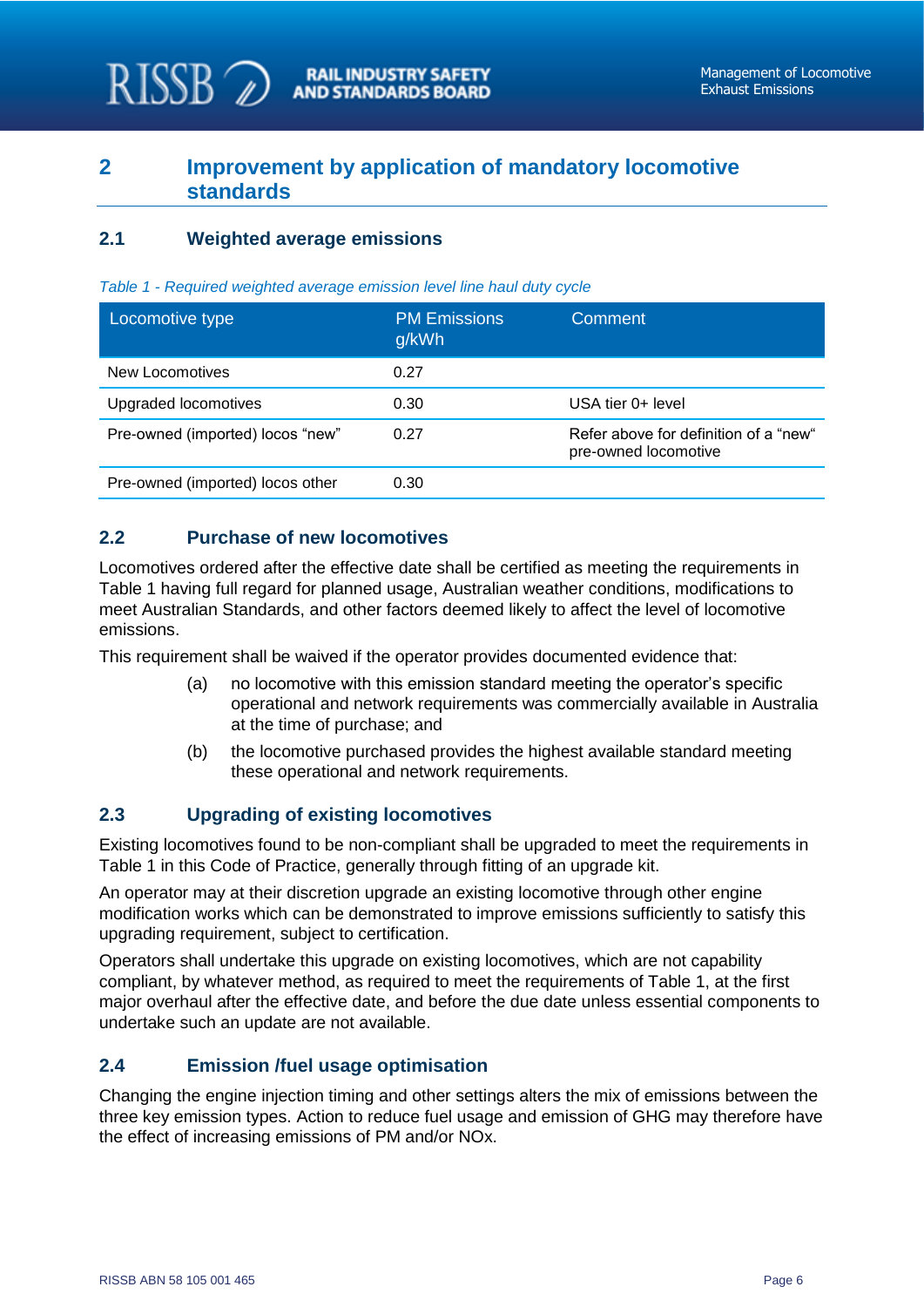# 2 Improvement by application of mandatory locomotive standards

## 2.1 Weighted average emissions

*Table 1 - Required weighted average emission level line haul duty cycle*

| Locomotive type | PM Emissions g/kWh | Comment |
|---|---|---|
| New Locomotives | 0.27 | |
| Upgraded locomotives | 0.30 | USA tier 0+ level |
| Pre-owned (imported) locos “new” | 0.27 | Refer above for definition of a “new“ pre-owned locomotive |
| Pre-owned (imported) locos other | 0.30 | |

## 2.2 Purchase of new locomotives

Locomotives ordered after the effective date shall be certified as meeting the requirements in Table 1 having full regard for planned usage, Australian weather conditions, modifications to meet Australian Standards, and other factors deemed likely to affect the level of locomotive emissions.

This requirement shall be waived if the operator provides documented evidence that:

(a) no locomotive with this emission standard meeting the operator’s specific operational and network requirements was commercially available in Australia at the time of purchase; and

(b) the locomotive purchased provides the highest available standard meeting these operational and network requirements.

## 2.3 Upgrading of existing locomotives

Existing locomotives found to be non-compliant shall be upgraded to meet the requirements in Table 1 in this Code of Practice, generally through fitting of an upgrade kit.

An operator may at their discretion upgrade an existing locomotive through other engine modification works which can be demonstrated to improve emissions sufficiently to satisfy this upgrading requirement, subject to certification.

Operators shall undertake this upgrade on existing locomotives, which are not capability compliant, by whatever method, as required to meet the requirements of Table 1, at the first major overhaul after the effective date, and before the due date unless essential components to undertake such an update are not available.

## 2.4 Emission /fuel usage optimisation

Changing the engine injection timing and other settings alters the mix of emissions between the three key emission types. Action to reduce fuel usage and emission of GHG may therefore have the effect of increasing emissions of PM and/or NOx.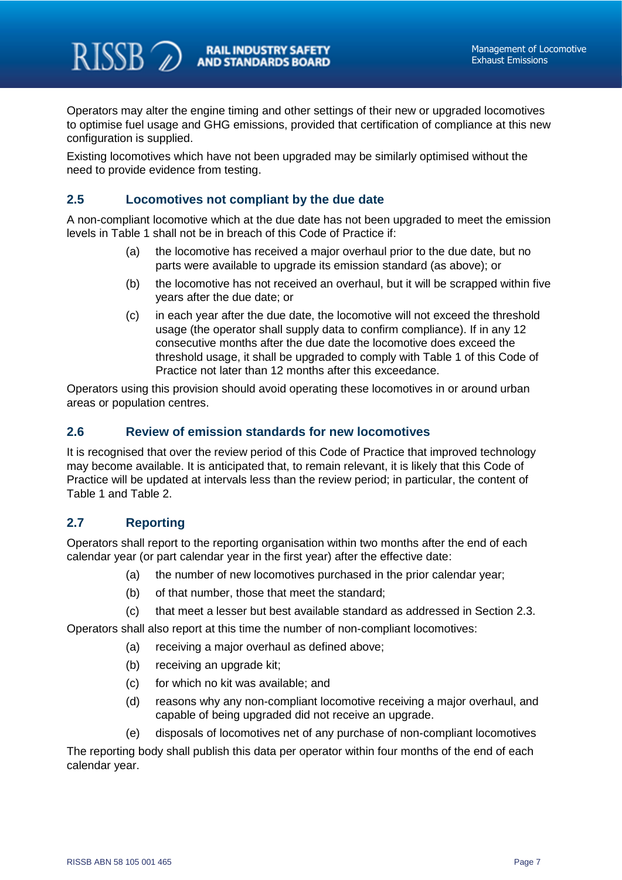Operators may alter the engine timing and other settings of their new or upgraded locomotives to optimise fuel usage and GHG emissions, provided that certification of compliance at this new configuration is supplied.

Existing locomotives which have not been upgraded may be similarly optimised without the need to provide evidence from testing.

## 2.5 Locomotives not compliant by the due date

A non-compliant locomotive which at the due date has not been upgraded to meet the emission levels in Table 1 shall not be in breach of this Code of Practice if:

(a) the locomotive has received a major overhaul prior to the due date, but no parts were available to upgrade its emission standard (as above); or

(b) the locomotive has not received an overhaul, but it will be scrapped within five years after the due date; or

(c) in each year after the due date, the locomotive will not exceed the threshold usage (the operator shall supply data to confirm compliance). If in any 12 consecutive months after the due date the locomotive does exceed the threshold usage, it shall be upgraded to comply with Table 1 of this Code of Practice not later than 12 months after this exceedance.

Operators using this provision should avoid operating these locomotives in or around urban areas or population centres.

## 2.6 Review of emission standards for new locomotives

It is recognised that over the review period of this Code of Practice that improved technology may become available. It is anticipated that, to remain relevant, it is likely that this Code of Practice will be updated at intervals less than the review period; in particular, the content of Table 1 and Table 2.

## 2.7 Reporting

Operators shall report to the reporting organisation within two months after the end of each calendar year (or part calendar year in the first year) after the effective date:

(a) the number of new locomotives purchased in the prior calendar year;

(b) of that number, those that meet the standard;

(c) that meet a lesser but best available standard as addressed in Section 2.3.

Operators shall also report at this time the number of non-compliant locomotives:

(a) receiving a major overhaul as defined above;

(b) receiving an upgrade kit;

(c) for which no kit was available; and

(d) reasons why any non-compliant locomotive receiving a major overhaul, and capable of being upgraded did not receive an upgrade.

(e) disposals of locomotives net of any purchase of non-compliant locomotives

The reporting body shall publish this data per operator within four months of the end of each calendar year.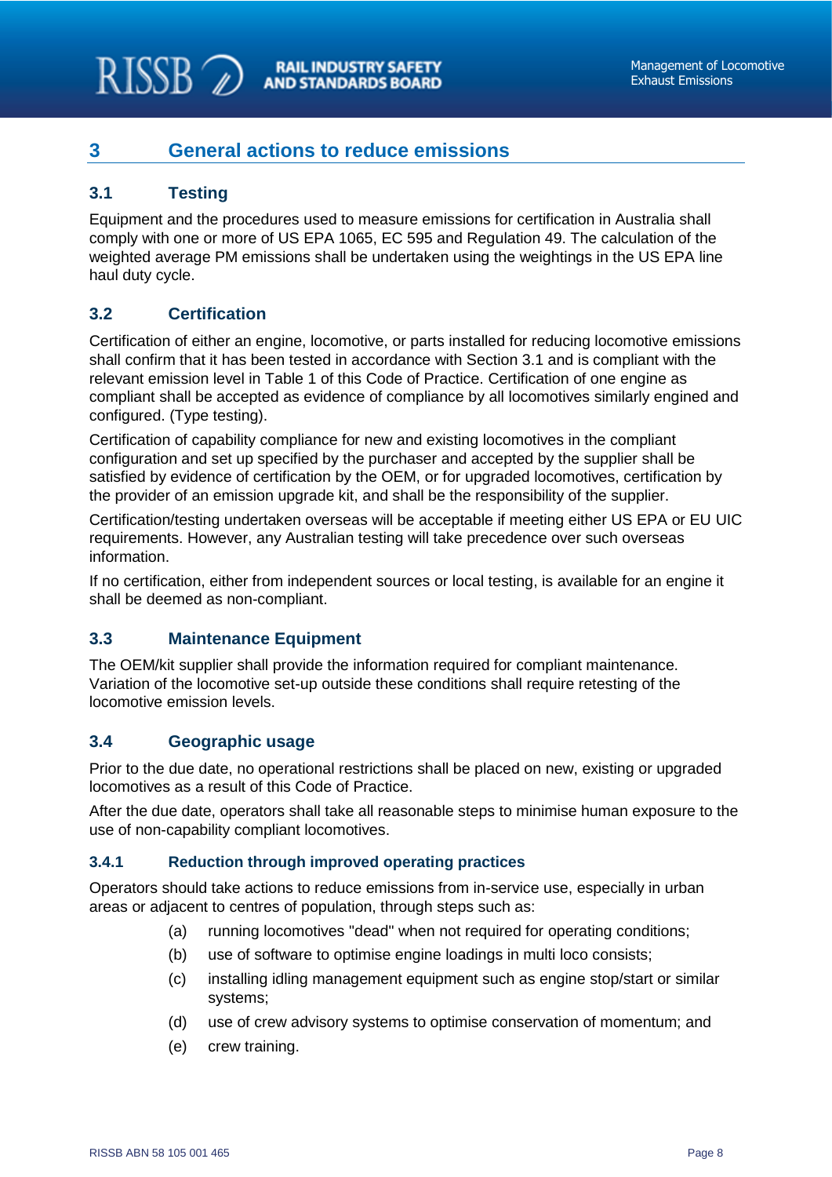# 3 General actions to reduce emissions

## 3.1 Testing

Equipment and the procedures used to measure emissions for certification in Australia shall comply with one or more of US EPA 1065, EC 595 and Regulation 49. The calculation of the weighted average PM emissions shall be undertaken using the weightings in the US EPA line haul duty cycle.

## 3.2 Certification

Certification of either an engine, locomotive, or parts installed for reducing locomotive emissions shall confirm that it has been tested in accordance with Section 3.1 and is compliant with the relevant emission level in Table 1 of this Code of Practice. Certification of one engine as compliant shall be accepted as evidence of compliance by all locomotives similarly engined and configured. (Type testing).

Certification of capability compliance for new and existing locomotives in the compliant configuration and set up specified by the purchaser and accepted by the supplier shall be satisfied by evidence of certification by the OEM, or for upgraded locomotives, certification by the provider of an emission upgrade kit, and shall be the responsibility of the supplier.

Certification/testing undertaken overseas will be acceptable if meeting either US EPA or EU UIC requirements. However, any Australian testing will take precedence over such overseas information.

If no certification, either from independent sources or local testing, is available for an engine it shall be deemed as non-compliant.

## 3.3 Maintenance Equipment

The OEM/kit supplier shall provide the information required for compliant maintenance. Variation of the locomotive set-up outside these conditions shall require retesting of the locomotive emission levels.

## 3.4 Geographic usage

Prior to the due date, no operational restrictions shall be placed on new, existing or upgraded locomotives as a result of this Code of Practice.

After the due date, operators shall take all reasonable steps to minimise human exposure to the use of non-capability compliant locomotives.

### 3.4.1 Reduction through improved operating practices

Operators should take actions to reduce emissions from in-service use, especially in urban areas or adjacent to centres of population, through steps such as:

(a) running locomotives "dead" when not required for operating conditions;

(b) use of software to optimise engine loadings in multi loco consists;

(c) installing idling management equipment such as engine stop/start or similar systems;

(d) use of crew advisory systems to optimise conservation of momentum; and

(e) crew training.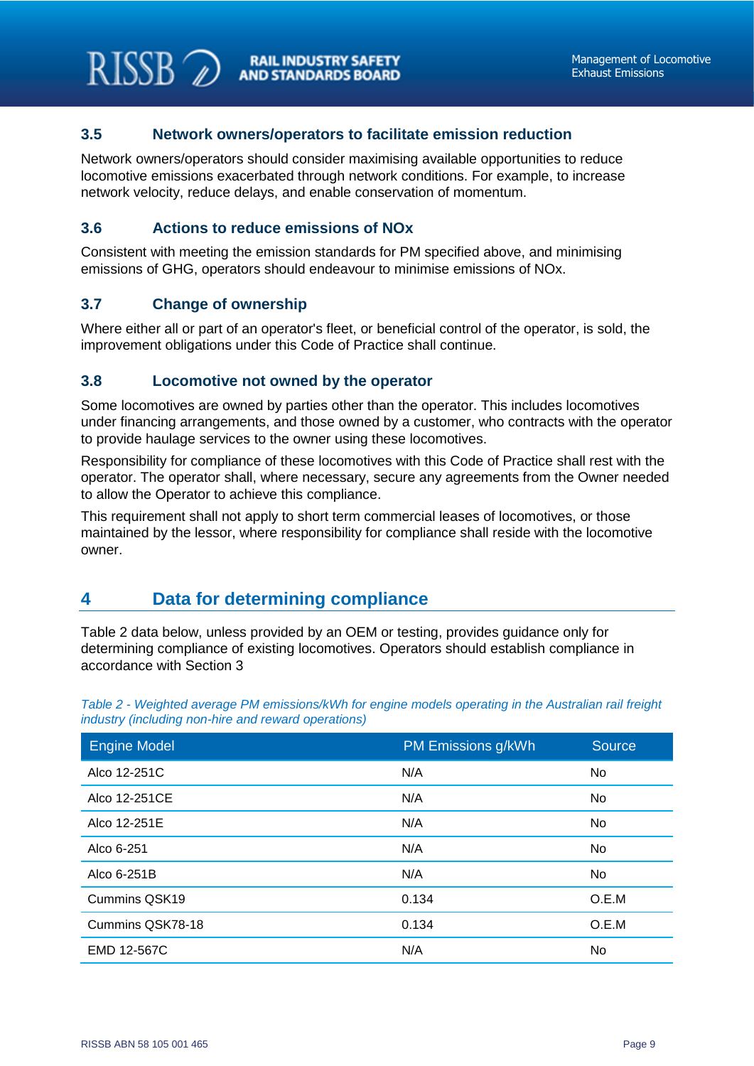### 3.5 Network owners/operators to facilitate emission reduction

Network owners/operators should consider maximising available opportunities to reduce locomotive emissions exacerbated through network conditions. For example, to increase network velocity, reduce delays, and enable conservation of momentum.

### 3.6 Actions to reduce emissions of NOx

Consistent with meeting the emission standards for PM specified above, and minimising emissions of GHG, operators should endeavour to minimise emissions of NOx.

### 3.7 Change of ownership

Where either all or part of an operator's fleet, or beneficial control of the operator, is sold, the improvement obligations under this Code of Practice shall continue.

### 3.8 Locomotive not owned by the operator

Some locomotives are owned by parties other than the operator. This includes locomotives under financing arrangements, and those owned by a customer, who contracts with the operator to provide haulage services to the owner using these locomotives.

Responsibility for compliance of these locomotives with this Code of Practice shall rest with the operator. The operator shall, where necessary, secure any agreements from the Owner needed to allow the Operator to achieve this compliance.

This requirement shall not apply to short term commercial leases of locomotives, or those maintained by the lessor, where responsibility for compliance shall reside with the locomotive owner.

## 4 Data for determining compliance

Table 2 data below, unless provided by an OEM or testing, provides guidance only for determining compliance of existing locomotives. Operators should establish compliance in accordance with Section 3

*Table 2 - Weighted average PM emissions/kWh for engine models operating in the Australian rail freight industry (including non-hire and reward operations)*

| Engine Model | PM Emissions g/kWh | Source |
|---|---|---|
| Alco 12-251C | N/A | No |
| Alco 12-251CE | N/A | No |
| Alco 12-251E | N/A | No |
| Alco 6-251 | N/A | No |
| Alco 6-251B | N/A | No |
| Cummins QSK19 | 0.134 | O.E.M |
| Cummins QSK78-18 | 0.134 | O.E.M |
| EMD 12-567C | N/A | No |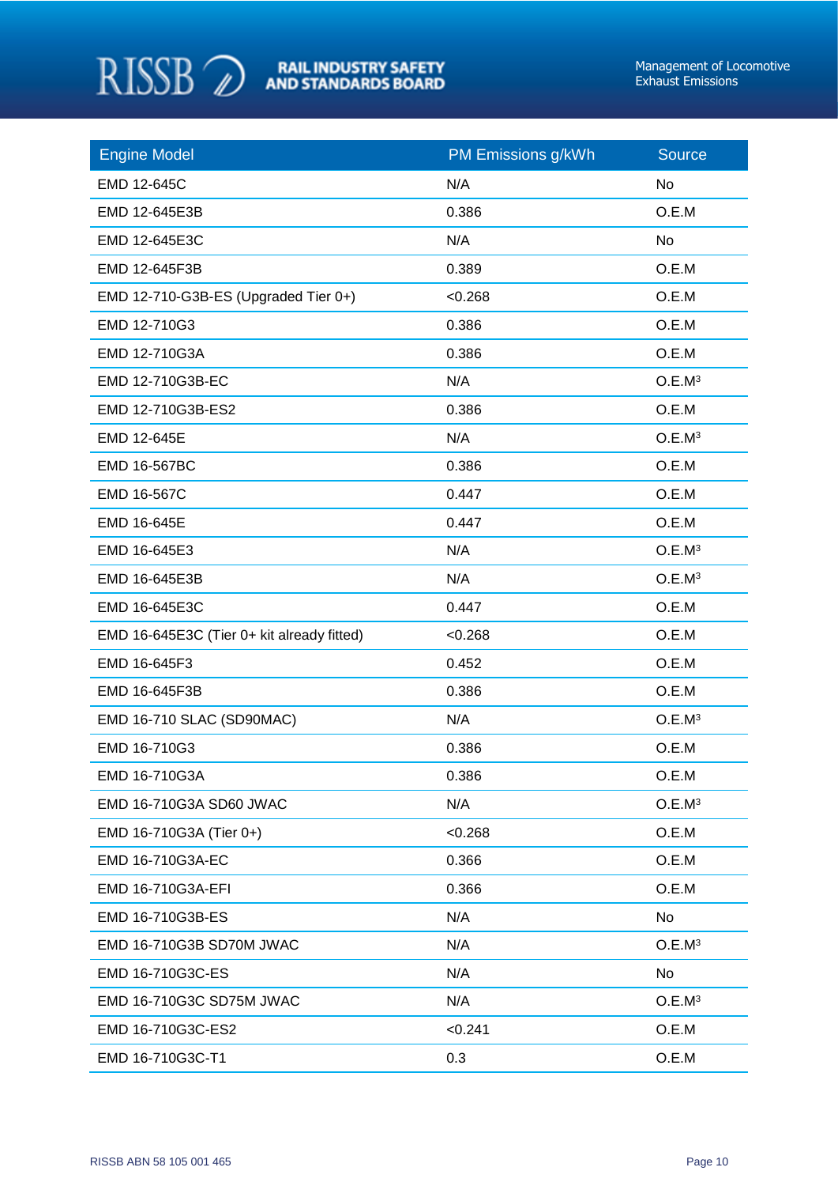| Engine Model | PM Emissions g/kWh | Source |
|---|---|---|
| EMD 12-645C | N/A | No |
| EMD 12-645E3B | 0.386 | O.E.M |
| EMD 12-645E3C | N/A | No |
| EMD 12-645F3B | 0.389 | O.E.M |
| EMD 12-710-G3B-ES (Upgraded Tier 0+) | <0.268 | O.E.M |
| EMD 12-710G3 | 0.386 | O.E.M |
| EMD 12-710G3A | 0.386 | O.E.M |
| EMD 12-710G3B-EC | N/A | O.E.M[3] |
| EMD 12-710G3B-ES2 | 0.386 | O.E.M |
| EMD 12-645E | N/A | O.E.M[3] |
| EMD 16-567BC | 0.386 | O.E.M |
| EMD 16-567C | 0.447 | O.E.M |
| EMD 16-645E | 0.447 | O.E.M |
| EMD 16-645E3 | N/A | O.E.M[3] |
| EMD 16-645E3B | N/A | O.E.M[3] |
| EMD 16-645E3C | 0.447 | O.E.M |
| EMD 16-645E3C (Tier 0+ kit already fitted) | <0.268 | O.E.M |
| EMD 16-645F3 | 0.452 | O.E.M |
| EMD 16-645F3B | 0.386 | O.E.M |
| EMD 16-710 SLAC (SD90MAC) | N/A | O.E.M[3] |
| EMD 16-710G3 | 0.386 | O.E.M |
| EMD 16-710G3A | 0.386 | O.E.M |
| EMD 16-710G3A SD60 JWAC | N/A | O.E.M[3] |
| EMD 16-710G3A (Tier 0+) | <0.268 | O.E.M |
| EMD 16-710G3A-EC | 0.366 | O.E.M |
| EMD 16-710G3A-EFI | 0.366 | O.E.M |
| EMD 16-710G3B-ES | N/A | No |
| EMD 16-710G3B SD70M JWAC | N/A | O.E.M[3] |
| EMD 16-710G3C-ES | N/A | No |
| EMD 16-710G3C SD75M JWAC | N/A | O.E.M[3] |
| EMD 16-710G3C-ES2 | <0.241 | O.E.M |
| EMD 16-710G3C-T1 | 0.3 | O.E.M |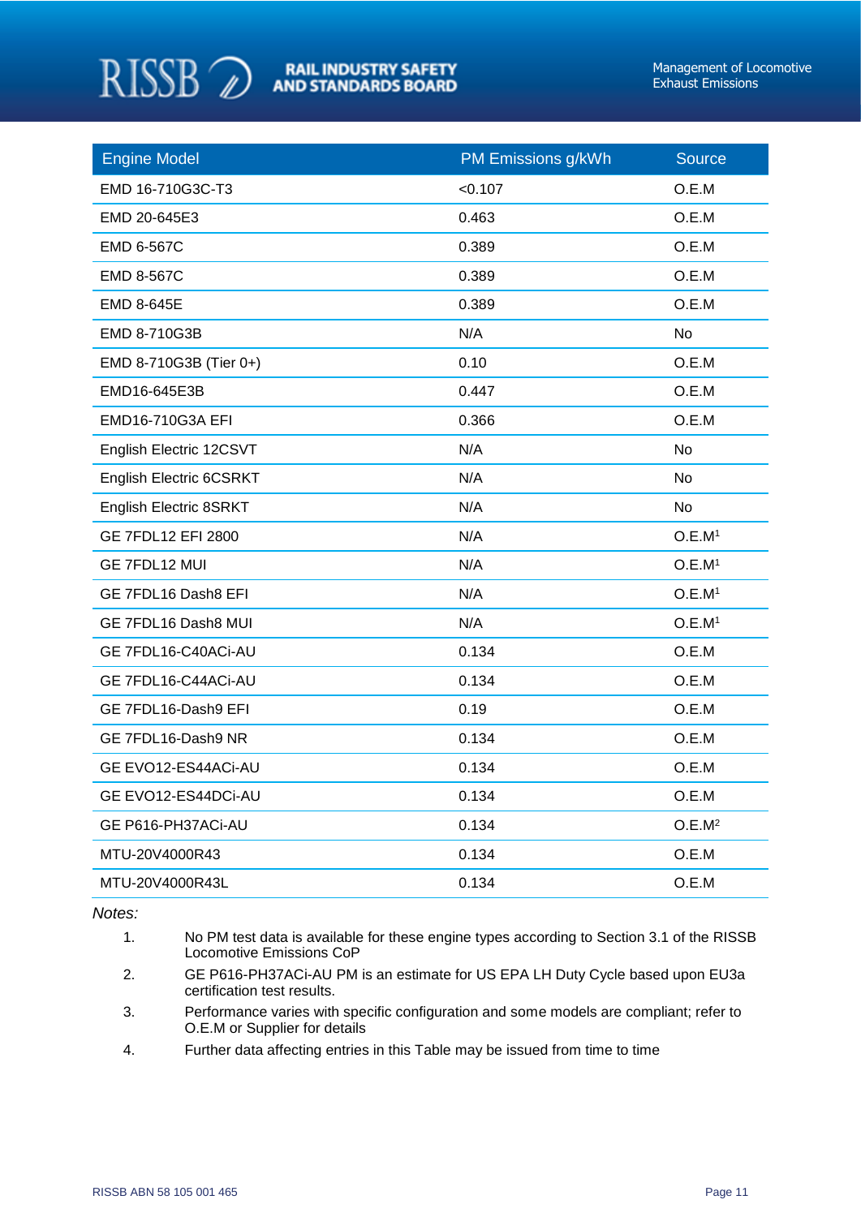| Engine Model | PM Emissions g/kWh | Source |
|---|---|---|
| EMD 16-710G3C-T3 | <0.107 | O.E.M |
| EMD 20-645E3 | 0.463 | O.E.M |
| EMD 6-567C | 0.389 | O.E.M |
| EMD 8-567C | 0.389 | O.E.M |
| EMD 8-645E | 0.389 | O.E.M |
| EMD 8-710G3B | N/A | No |
| EMD 8-710G3B (Tier 0+) | 0.10 | O.E.M |
| EMD16-645E3B | 0.447 | O.E.M |
| EMD16-710G3A EFI | 0.366 | O.E.M |
| English Electric 12CSVT | N/A | No |
| English Electric 6CSRKT | N/A | No |
| English Electric 8SRKT | N/A | No |
| GE 7FDL12 EFI 2800 | N/A | O.E.M[1] |
| GE 7FDL12 MUI | N/A | O.E.M[1] |
| GE 7FDL16 Dash8 EFI | N/A | O.E.M[1] |
| GE 7FDL16 Dash8 MUI | N/A | O.E.M[1] |
| GE 7FDL16-C40ACi-AU | 0.134 | O.E.M |
| GE 7FDL16-C44ACi-AU | 0.134 | O.E.M |
| GE 7FDL16-Dash9 EFI | 0.19 | O.E.M |
| GE 7FDL16-Dash9 NR | 0.134 | O.E.M |
| GE EVO12-ES44ACi-AU | 0.134 | O.E.M |
| GE EVO12-ES44DCi-AU | 0.134 | O.E.M |
| GE P616-PH37ACi-AU | 0.134 | O.E.M[2] |
| MTU-20V4000R43 | 0.134 | O.E.M |
| MTU-20V4000R43L | 0.134 | O.E.M |

*Notes:*

1. No PM test data is available for these engine types according to Section 3.1 of the RISSB Locomotive Emissions CoP
2. GE P616-PH37ACi-AU PM is an estimate for US EPA LH Duty Cycle based upon EU3a certification test results.
3. Performance varies with specific configuration and some models are compliant; refer to O.E.M or Supplier for details
4. Further data affecting entries in this Table may be issued from time to time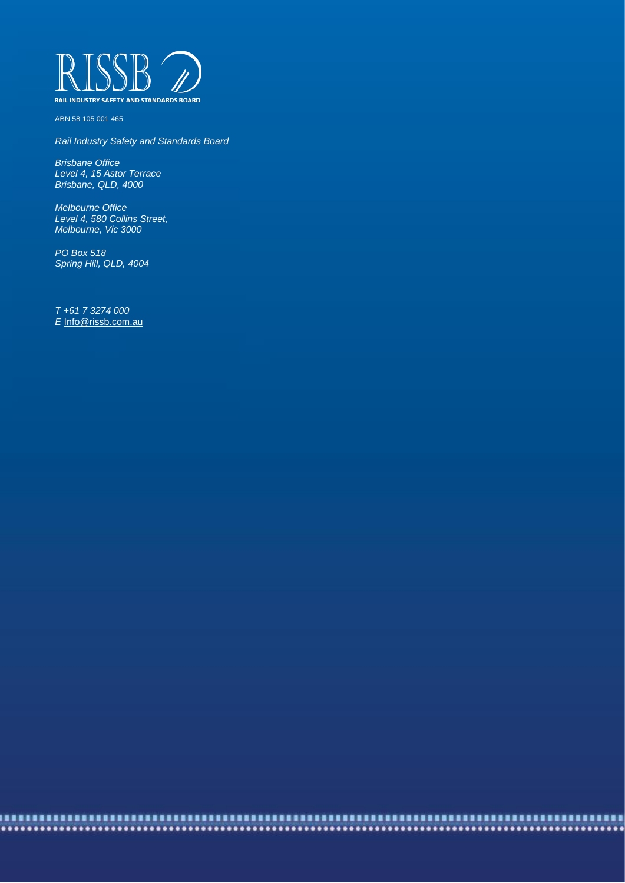RISSB

RAIL INDUSTRY SAFETY AND STANDARDS BOARD

ABN 58 105 001 465

*Rail Industry Safety and Standards Board*

*Brisbane Office*
*Level 4, 15 Astor Terrace*
*Brisbane, QLD, 4000*

*Melbourne Office*
*Level 4, 580 Collins Street,*
*Melbourne, Vic 3000*

*PO Box 518*
*Spring Hill, QLD, 4004*

*T +61 7 3274 000*
*E* Info@rissb.com.au